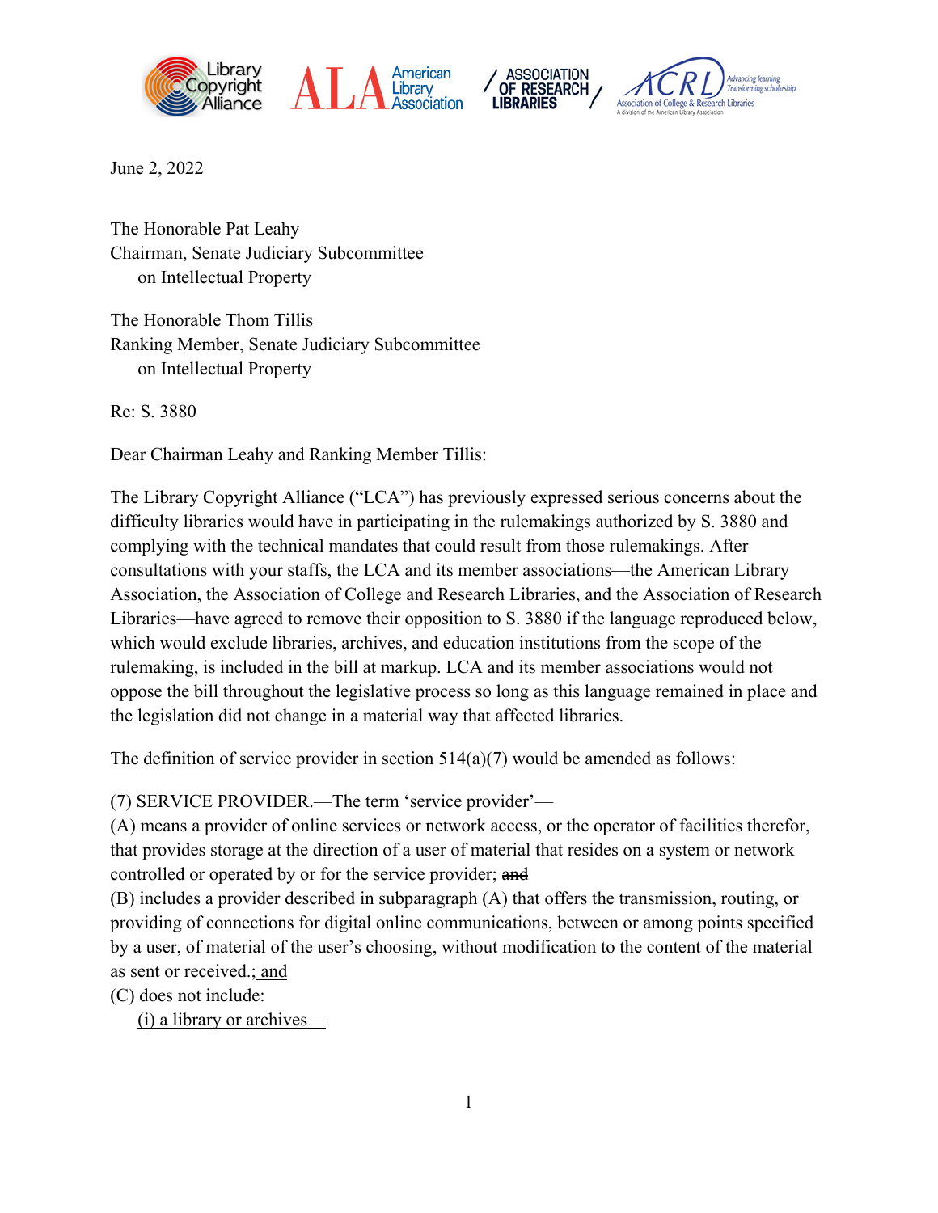June 2, 2022

The Honorable Pat Leahy
Chairman, Senate Judiciary Subcommittee
on Intellectual Property

The Honorable Thom Tillis
Ranking Member, Senate Judiciary Subcommittee
on Intellectual Property

Re: S. 3880

Dear Chairman Leahy and Ranking Member Tillis:

The Library Copyright Alliance ("LCA") has previously expressed serious concerns about the difficulty libraries would have in participating in the rulemakings authorized by S. 3880 and complying with the technical mandates that could result from those rulemakings. After consultations with your staffs, the LCA and its member associations—the American Library Association, the Association of College and Research Libraries, and the Association of Research Libraries—have agreed to remove their opposition to S. 3880 if the language reproduced below, which would exclude libraries, archives, and education institutions from the scope of the rulemaking, is included in the bill at markup. LCA and its member associations would not oppose the bill throughout the legislative process so long as this language remained in place and the legislation did not change in a material way that affected libraries.

The definition of service provider in section 514(a)(7) would be amended as follows:

(7) SERVICE PROVIDER.—The term 'service provider'—
(A) means a provider of online services or network access, or the operator of facilities therefor, that provides storage at the direction of a user of material that resides on a system or network controlled or operated by or for the service provider; ~~and~~
(B) includes a provider described in subparagraph (A) that offers the transmission, routing, or providing of connections for digital online communications, between or among points specified by a user, of material of the user's choosing, without modification to the content of the material as sent or received.<u>; and</u>
<u>(C) does not include:</u>
<u>(i) a library or archives—</u>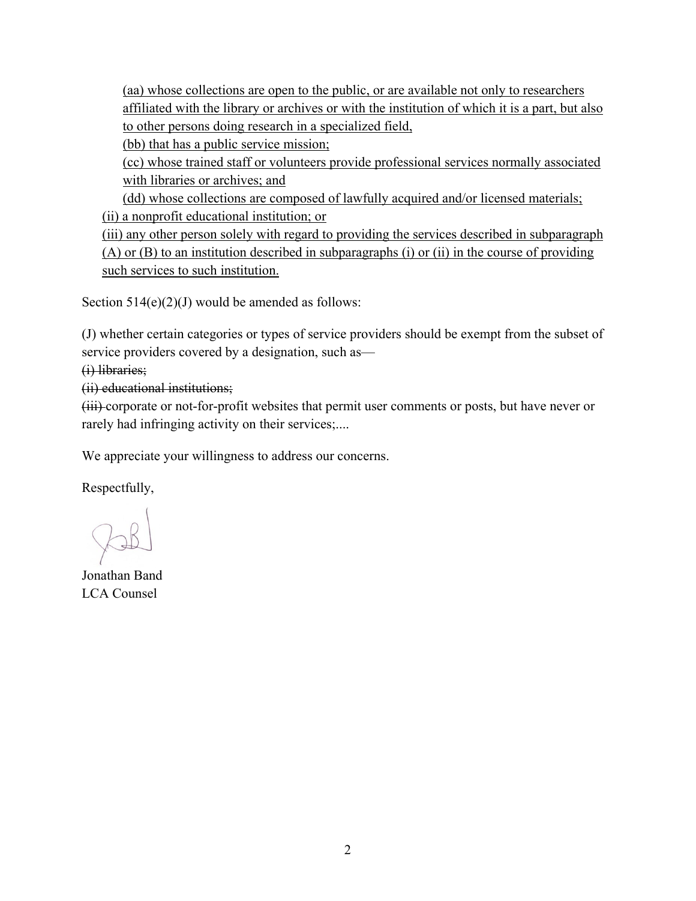<u>(aa) whose collections are open to the public, or are available not only to researchers affiliated with the library or archives or with the institution of which it is a part, but also to other persons doing research in a specialized field,</u>

<u>(bb) that has a public service mission;</u>

<u>(cc) whose trained staff or volunteers provide professional services normally associated with libraries or archives; and</u>

<u>(dd) whose collections are composed of lawfully acquired and/or licensed materials;</u>

<u>(ii) a nonprofit educational institution; or</u>

<u>(iii) any other person solely with regard to providing the services described in subparagraph (A) or (B) to an institution described in subparagraphs (i) or (ii) in the course of providing such services to such institution.</u>

Section 514(e)(2)(J) would be amended as follows:

(J) whether certain categories or types of service providers should be exempt from the subset of service providers covered by a designation, such as—

~~(i) libraries;~~

~~(ii) educational institutions;~~

~~(iii)~~ corporate or not-for-profit websites that permit user comments or posts, but have never or rarely had infringing activity on their services;....

We appreciate your willingness to address our concerns.

Respectfully,

Jonathan Band
LCA Counsel